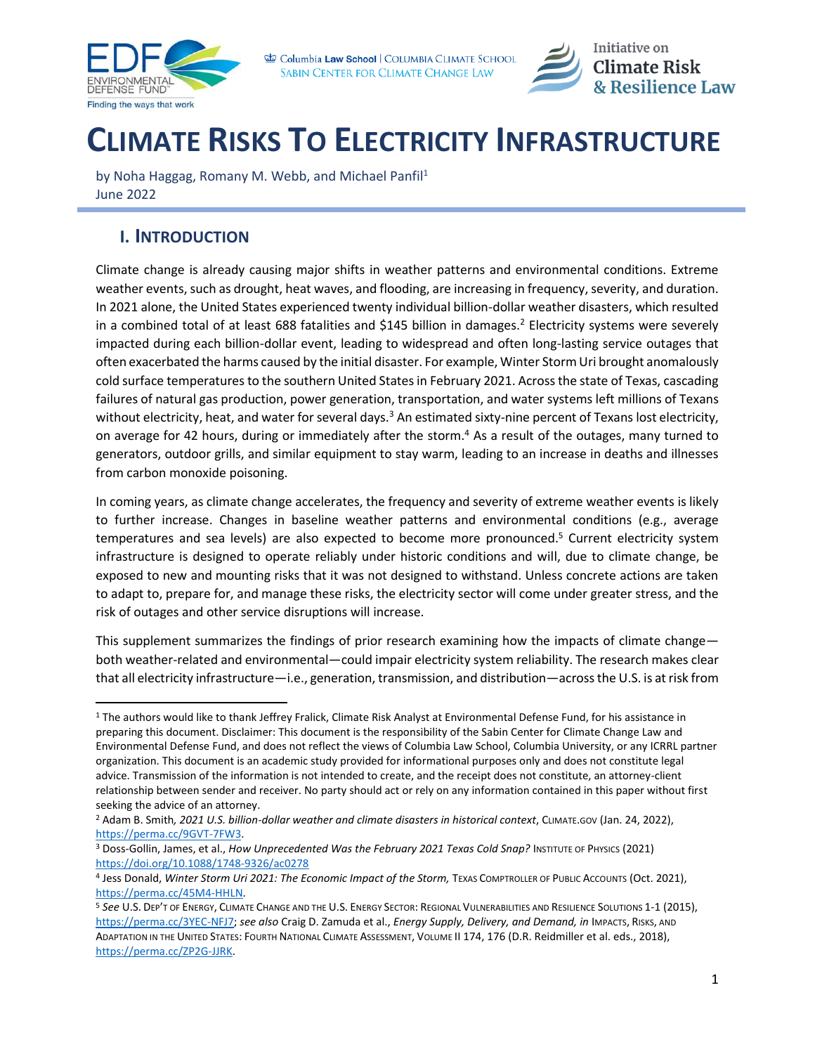# CLIMATE RISKS TO ELECTRICITY INFRASTRUCTURE

by Noha Haggag, Romany M. Webb, and Michael Panfil[1]
June 2022

## I. INTRODUCTION

Climate change is already causing major shifts in weather patterns and environmental conditions. Extreme weather events, such as drought, heat waves, and flooding, are increasing in frequency, severity, and duration. In 2021 alone, the United States experienced twenty individual billion-dollar weather disasters, which resulted in a combined total of at least 688 fatalities and $145 billion in damages.[2] Electricity systems were severely impacted during each billion-dollar event, leading to widespread and often long-lasting service outages that often exacerbated the harms caused by the initial disaster. For example, Winter Storm Uri brought anomalously cold surface temperatures to the southern United States in February 2021. Across the state of Texas, cascading failures of natural gas production, power generation, transportation, and water systems left millions of Texans without electricity, heat, and water for several days.[3] An estimated sixty-nine percent of Texans lost electricity, on average for 42 hours, during or immediately after the storm.[4] As a result of the outages, many turned to generators, outdoor grills, and similar equipment to stay warm, leading to an increase in deaths and illnesses from carbon monoxide poisoning.

In coming years, as climate change accelerates, the frequency and severity of extreme weather events is likely to further increase. Changes in baseline weather patterns and environmental conditions (e.g., average temperatures and sea levels) are also expected to become more pronounced.[5] Current electricity system infrastructure is designed to operate reliably under historic conditions and will, due to climate change, be exposed to new and mounting risks that it was not designed to withstand. Unless concrete actions are taken to adapt to, prepare for, and manage these risks, the electricity sector will come under greater stress, and the risk of outages and other service disruptions will increase.

This supplement summarizes the findings of prior research examining how the impacts of climate change—both weather-related and environmental—could impair electricity system reliability. The research makes clear that all electricity infrastructure—i.e., generation, transmission, and distribution—across the U.S. is at risk from

---

[1] The authors would like to thank Jeffrey Fralick, Climate Risk Analyst at Environmental Defense Fund, for his assistance in preparing this document. Disclaimer: This document is the responsibility of the Sabin Center for Climate Change Law and Environmental Defense Fund, and does not reflect the views of Columbia Law School, Columbia University, or any ICRRL partner organization. This document is an academic study provided for informational purposes only and does not constitute legal advice. Transmission of the information is not intended to create, and the receipt does not constitute, an attorney-client relationship between sender and receiver. No party should act or rely on any information contained in this paper without first seeking the advice of an attorney.

[2] Adam B. Smith, *2021 U.S. billion-dollar weather and climate disasters in historical context*, CLIMATE.GOV (Jan. 24, 2022), https://perma.cc/9GVT-7FW3.

[3] Doss-Gollin, James, et al., *How Unprecedented Was the February 2021 Texas Cold Snap?* INSTITUTE OF PHYSICS (2021) https://doi.org/10.1088/1748-9326/ac0278

[4] Jess Donald, *Winter Storm Uri 2021: The Economic Impact of the Storm,* TEXAS COMPTROLLER OF PUBLIC ACCOUNTS (Oct. 2021), https://perma.cc/45M4-HHLN.

[5] *See* U.S. DEP'T OF ENERGY, CLIMATE CHANGE AND THE U.S. ENERGY SECTOR: REGIONAL VULNERABILITIES AND RESILIENCE SOLUTIONS 1-1 (2015), https://perma.cc/3YEC-NFJ7; *see also* Craig D. Zamuda et al., *Energy Supply, Delivery, and Demand, in* IMPACTS, RISKS, AND ADAPTATION IN THE UNITED STATES: FOURTH NATIONAL CLIMATE ASSESSMENT, VOLUME II 174, 176 (D.R. Reidmiller et al. eds., 2018), https://perma.cc/ZP2G-JJRK.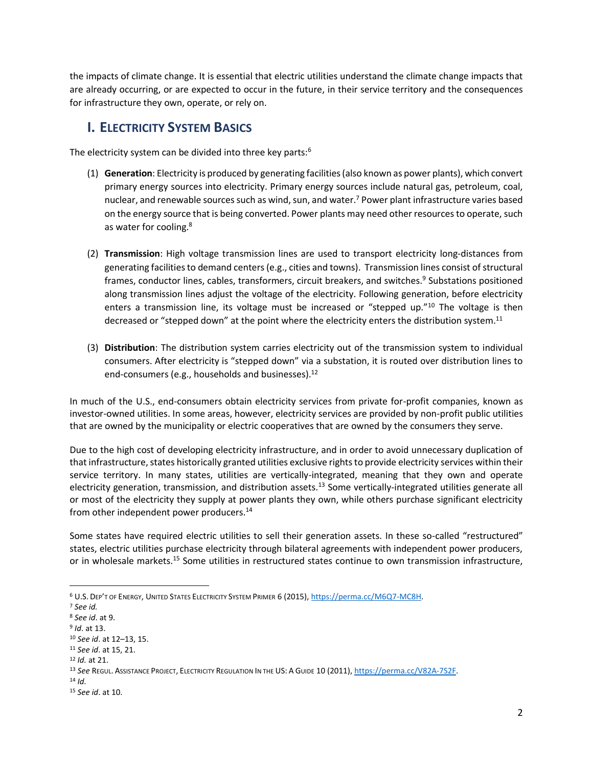the impacts of climate change. It is essential that electric utilities understand the climate change impacts that are already occurring, or are expected to occur in the future, in their service territory and the consequences for infrastructure they own, operate, or rely on.

## I. Electricity System Basics

The electricity system can be divided into three key parts:[6]

(1) **Generation**: Electricity is produced by generating facilities (also known as power plants), which convert primary energy sources into electricity. Primary energy sources include natural gas, petroleum, coal, nuclear, and renewable sources such as wind, sun, and water.[7] Power plant infrastructure varies based on the energy source that is being converted. Power plants may need other resources to operate, such as water for cooling.[8]

(2) **Transmission**: High voltage transmission lines are used to transport electricity long-distances from generating facilities to demand centers (e.g., cities and towns). Transmission lines consist of structural frames, conductor lines, cables, transformers, circuit breakers, and switches.[9] Substations positioned along transmission lines adjust the voltage of the electricity. Following generation, before electricity enters a transmission line, its voltage must be increased or "stepped up."[10] The voltage is then decreased or "stepped down" at the point where the electricity enters the distribution system.[11]

(3) **Distribution**: The distribution system carries electricity out of the transmission system to individual consumers. After electricity is "stepped down" via a substation, it is routed over distribution lines to end-consumers (e.g., households and businesses).[12]

In much of the U.S., end-consumers obtain electricity services from private for-profit companies, known as investor-owned utilities. In some areas, however, electricity services are provided by non-profit public utilities that are owned by the municipality or electric cooperatives that are owned by the consumers they serve.

Due to the high cost of developing electricity infrastructure, and in order to avoid unnecessary duplication of that infrastructure, states historically granted utilities exclusive rights to provide electricity services within their service territory. In many states, utilities are vertically-integrated, meaning that they own and operate electricity generation, transmission, and distribution assets.[13] Some vertically-integrated utilities generate all or most of the electricity they supply at power plants they own, while others purchase significant electricity from other independent power producers.[14]

Some states have required electric utilities to sell their generation assets. In these so-called "restructured" states, electric utilities purchase electricity through bilateral agreements with independent power producers, or in wholesale markets.[15] Some utilities in restructured states continue to own transmission infrastructure,

---

[6] U.S. Dep't of Energy, United States Electricity System Primer 6 (2015), https://perma.cc/M6Q7-MC8H.

[7] *See id.*

[8] *See id*. at 9.

[9] *Id*. at 13.

[10] *See id*. at 12–13, 15.

[11] *See id*. at 15, 21.

[12] *Id.* at 21.

[13] *See* Regul. Assistance Project, Electricity Regulation In the US: A Guide 10 (2011), https://perma.cc/V82A-7S2F.

[14] *Id.*

[15] *See id*. at 10.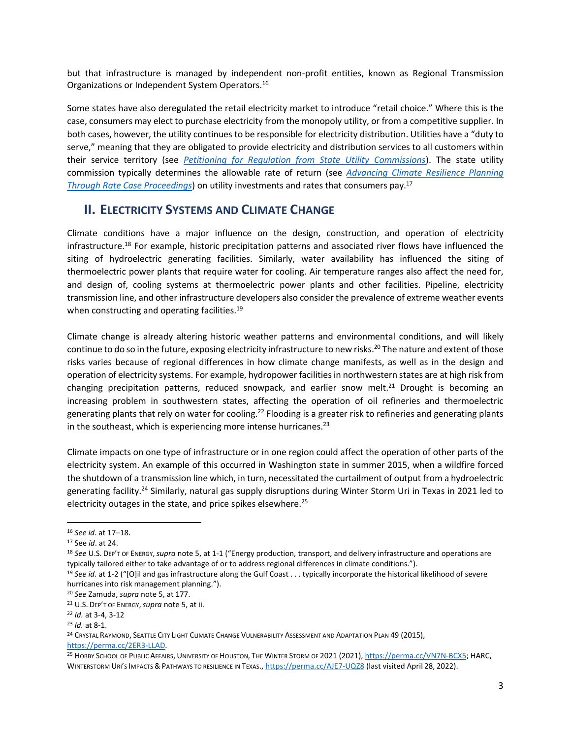but that infrastructure is managed by independent non-profit entities, known as Regional Transmission Organizations or Independent System Operators.[16]

Some states have also deregulated the retail electricity market to introduce "retail choice." Where this is the case, consumers may elect to purchase electricity from the monopoly utility, or from a competitive supplier. In both cases, however, the utility continues to be responsible for electricity distribution. Utilities have a "duty to serve," meaning that they are obligated to provide electricity and distribution services to all customers within their service territory (see *Petitioning for Regulation from State Utility Commissions*). The state utility commission typically determines the allowable rate of return (see *Advancing Climate Resilience Planning Through Rate Case Proceedings*) on utility investments and rates that consumers pay.[17]

## II. Electricity Systems and Climate Change

Climate conditions have a major influence on the design, construction, and operation of electricity infrastructure.[18] For example, historic precipitation patterns and associated river flows have influenced the siting of hydroelectric generating facilities. Similarly, water availability has influenced the siting of thermoelectric power plants that require water for cooling. Air temperature ranges also affect the need for, and design of, cooling systems at thermoelectric power plants and other facilities. Pipeline, electricity transmission line, and other infrastructure developers also consider the prevalence of extreme weather events when constructing and operating facilities.[19]

Climate change is already altering historic weather patterns and environmental conditions, and will likely continue to do so in the future, exposing electricity infrastructure to new risks.[20] The nature and extent of those risks varies because of regional differences in how climate change manifests, as well as in the design and operation of electricity systems. For example, hydropower facilities in northwestern states are at high risk from changing precipitation patterns, reduced snowpack, and earlier snow melt.[21] Drought is becoming an increasing problem in southwestern states, affecting the operation of oil refineries and thermoelectric generating plants that rely on water for cooling.[22] Flooding is a greater risk to refineries and generating plants in the southeast, which is experiencing more intense hurricanes.[23]

Climate impacts on one type of infrastructure or in one region could affect the operation of other parts of the electricity system. An example of this occurred in Washington state in summer 2015, when a wildfire forced the shutdown of a transmission line which, in turn, necessitated the curtailment of output from a hydroelectric generating facility.[24] Similarly, natural gas supply disruptions during Winter Storm Uri in Texas in 2021 led to electricity outages in the state, and price spikes elsewhere.[25]

---

[16] *See id*. at 17–18.

[17] See *id*. at 24.

[18] *See* U.S. Dep't of Energy, *supra* note 5, at 1-1 ("Energy production, transport, and delivery infrastructure and operations are typically tailored either to take advantage of or to address regional differences in climate conditions.").

[19] *See id.* at 1-2 ("[O]il and gas infrastructure along the Gulf Coast . . . typically incorporate the historical likelihood of severe hurricanes into risk management planning.").

[20] *See* Zamuda, *supra* note 5, at 177.

[21] U.S. Dep't of Energy, *supra* note 5, at ii.

[22] *Id.* at 3-4, 3-12

[23] *Id.* at 8-1.

[24] Crystal Raymond, Seattle City Light Climate Change Vulnerability Assessment and Adaptation Plan 49 (2015), https://perma.cc/2ER3-LLAD.

[25] Hobby School of Public Affairs, University of Houston, The Winter Storm of 2021 (2021), https://perma.cc/VN7N-BCX5; HARC, Winterstorm Uri's Impacts & Pathways to resilience in Texas., https://perma.cc/AJE7-UQZ8 (last visited April 28, 2022).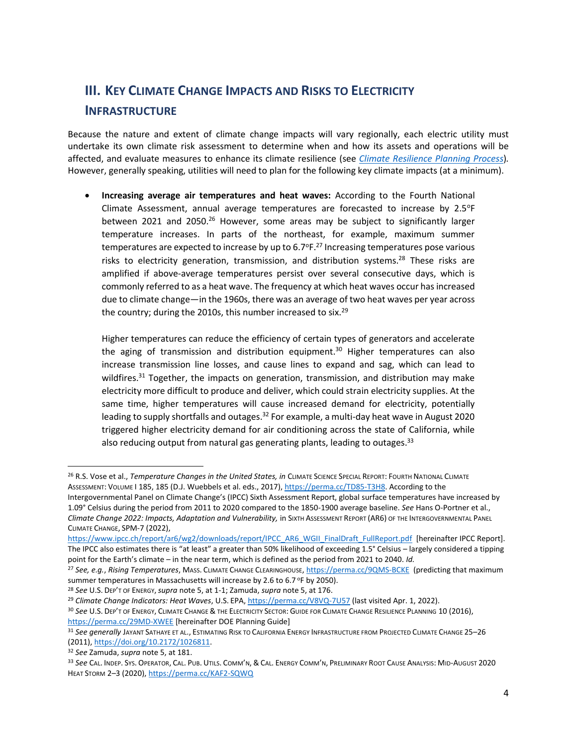## III. KEY CLIMATE CHANGE IMPACTS AND RISKS TO ELECTRICITY INFRASTRUCTURE

Because the nature and extent of climate change impacts will vary regionally, each electric utility must undertake its own climate risk assessment to determine when and how its assets and operations will be affected, and evaluate measures to enhance its climate resilience (see *Climate Resilience Planning Process*). However, generally speaking, utilities will need to plan for the following key climate impacts (at a minimum).

- **Increasing average air temperatures and heat waves:** According to the Fourth National Climate Assessment, annual average temperatures are forecasted to increase by 2.5°F between 2021 and 2050.[26] However, some areas may be subject to significantly larger temperature increases. In parts of the northeast, for example, maximum summer temperatures are expected to increase by up to 6.7°F.[27] Increasing temperatures pose various risks to electricity generation, transmission, and distribution systems.[28] These risks are amplified if above-average temperatures persist over several consecutive days, which is commonly referred to as a heat wave. The frequency at which heat waves occur has increased due to climate change—in the 1960s, there was an average of two heat waves per year across the country; during the 2010s, this number increased to six.[29]

  Higher temperatures can reduce the efficiency of certain types of generators and accelerate the aging of transmission and distribution equipment.[30] Higher temperatures can also increase transmission line losses, and cause lines to expand and sag, which can lead to wildfires.[31] Together, the impacts on generation, transmission, and distribution may make electricity more difficult to produce and deliver, which could strain electricity supplies. At the same time, higher temperatures will cause increased demand for electricity, potentially leading to supply shortfalls and outages.[32] For example, a multi-day heat wave in August 2020 triggered higher electricity demand for air conditioning across the state of California, while also reducing output from natural gas generating plants, leading to outages.[33]

---

[26] R.S. Vose et al., *Temperature Changes in the United States, in* CLIMATE SCIENCE SPECIAL REPORT: FOURTH NATIONAL CLIMATE ASSESSMENT: VOLUME I 185, 185 (D.J. Wuebbels et al. eds., 2017), https://perma.cc/TD85-T3H8. According to the Intergovernmental Panel on Climate Change's (IPCC) Sixth Assessment Report, global surface temperatures have increased by 1.09° Celsius during the period from 2011 to 2020 compared to the 1850-1900 average baseline. *See* Hans O-Portner et al., *Climate Change 2022: Impacts, Adaptation and Vulnerability,* in SIXTH ASSESSMENT REPORT (AR6) OF THE INTERGOVERNMENTAL PANEL CLIMATE CHANGE, SPM-7 (2022), https://www.ipcc.ch/report/ar6/wg2/downloads/report/IPCC_AR6_WGII_FinalDraft_FullReport.pdf [hereinafter IPCC Report]. The IPCC also estimates there is "at least" a greater than 50% likelihood of exceeding 1.5° Celsius – largely considered a tipping point for the Earth's climate – in the near term, which is defined as the period from 2021 to 2040. *Id.*

[27] *See, e.g.*, *Rising Temperatures*, MASS. CLIMATE CHANGE CLEARINGHOUSE, https://perma.cc/9QMS-BCKE (predicting that maximum summer temperatures in Massachusetts will increase by 2.6 to 6.7 °F by 2050).

[28] *See* U.S. DEP'T OF ENERGY, *supra* note 5, at 1-1; Zamuda, *supra* note 5, at 176.

[29] *Climate Change Indicators: Heat Waves*, U.S. EPA, https://perma.cc/V8VQ-7U57 (last visited Apr. 1, 2022).

[30] *See* U.S. DEP'T OF ENERGY, CLIMATE CHANGE & THE ELECTRICITY SECTOR: GUIDE FOR CLIMATE CHANGE RESILIENCE PLANNING 10 (2016), https://perma.cc/29MD-XWEE [hereinafter DOE Planning Guide]

[31] *See generally* JAYANT SATHAYE ET AL., ESTIMATING RISK TO CALIFORNIA ENERGY INFRASTRUCTURE FROM PROJECTED CLIMATE CHANGE 25–26 (2011), https://doi.org/10.2172/1026811.

[32] *See* Zamuda, *supra* note 5, at 181.

[33] *See* CAL. INDEP. SYS. OPERATOR, CAL. PUB. UTILS. COMM'N, & CAL. ENERGY COMM'N, PRELIMINARY ROOT CAUSE ANALYSIS: MID-AUGUST 2020 HEAT STORM 2–3 (2020), https://perma.cc/KAF2-SQWQ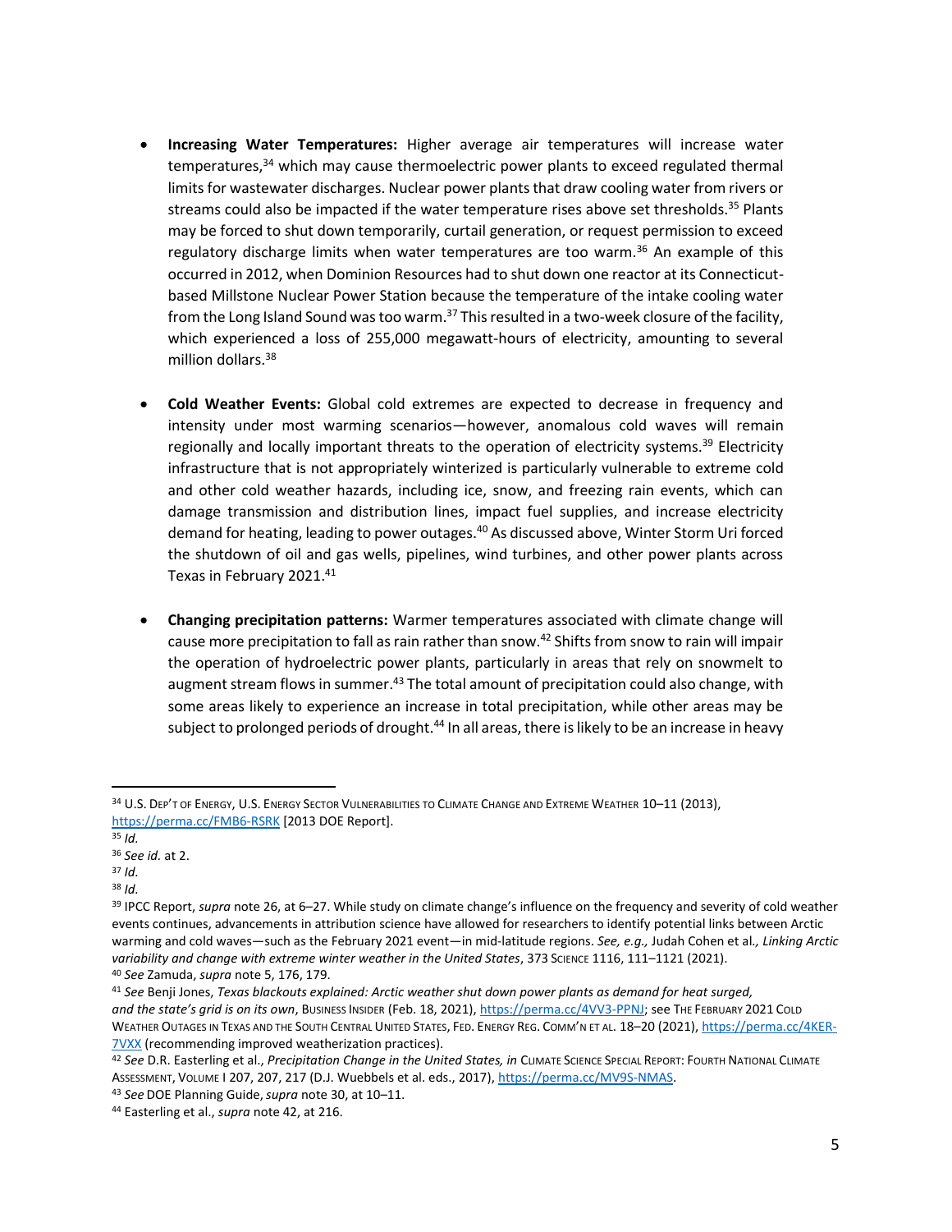- **Increasing Water Temperatures:** Higher average air temperatures will increase water temperatures,[34] which may cause thermoelectric power plants to exceed regulated thermal limits for wastewater discharges. Nuclear power plants that draw cooling water from rivers or streams could also be impacted if the water temperature rises above set thresholds.[35] Plants may be forced to shut down temporarily, curtail generation, or request permission to exceed regulatory discharge limits when water temperatures are too warm.[36] An example of this occurred in 2012, when Dominion Resources had to shut down one reactor at its Connecticut-based Millstone Nuclear Power Station because the temperature of the intake cooling water from the Long Island Sound was too warm.[37] This resulted in a two-week closure of the facility, which experienced a loss of 255,000 megawatt-hours of electricity, amounting to several million dollars.[38]

- **Cold Weather Events:** Global cold extremes are expected to decrease in frequency and intensity under most warming scenarios—however, anomalous cold waves will remain regionally and locally important threats to the operation of electricity systems.[39] Electricity infrastructure that is not appropriately winterized is particularly vulnerable to extreme cold and other cold weather hazards, including ice, snow, and freezing rain events, which can damage transmission and distribution lines, impact fuel supplies, and increase electricity demand for heating, leading to power outages.[40] As discussed above, Winter Storm Uri forced the shutdown of oil and gas wells, pipelines, wind turbines, and other power plants across Texas in February 2021.[41]

- **Changing precipitation patterns:** Warmer temperatures associated with climate change will cause more precipitation to fall as rain rather than snow.[42] Shifts from snow to rain will impair the operation of hydroelectric power plants, particularly in areas that rely on snowmelt to augment stream flows in summer.[43] The total amount of precipitation could also change, with some areas likely to experience an increase in total precipitation, while other areas may be subject to prolonged periods of drought.[44] In all areas, there is likely to be an increase in heavy

---

[34] U.S. Dep't of Energy, U.S. Energy Sector Vulnerabilities to Climate Change and Extreme Weather 10–11 (2013), https://perma.cc/FMB6-RSRK [2013 DOE Report].

[35] *Id.*

[36] *See id.* at 2.

[37] *Id.*

[38] *Id.*

[39] IPCC Report, *supra* note 26, at 6–27. While study on climate change's influence on the frequency and severity of cold weather events continues, advancements in attribution science have allowed for researchers to identify potential links between Arctic warming and cold waves—such as the February 2021 event—in mid-latitude regions. *See, e.g.,* Judah Cohen et al*., Linking Arctic variability and change with extreme winter weather in the United States*, 373 Science 1116, 111–1121 (2021).

[40] *See* Zamuda, *supra* note 5, 176, 179.

[41] *See* Benji Jones, *Texas blackouts explained: Arctic weather shut down power plants as demand for heat surged, and the state's grid is on its own*, Business Insider (Feb. 18, 2021), https://perma.cc/4VV3-PPNJ; see The February 2021 Cold Weather Outages in Texas and the South Central United States, Fed. Energy Reg. Comm'n et al. 18–20 (2021), https://perma.cc/4KER-7VXX (recommending improved weatherization practices).

[42] *See* D.R. Easterling et al., *Precipitation Change in the United States, in* Climate Science Special Report: Fourth National Climate Assessment, Volume I 207, 207, 217 (D.J. Wuebbels et al. eds., 2017), https://perma.cc/MV9S-NMAS.

[43] *See* DOE Planning Guide, *supra* note 30, at 10–11.

[44] Easterling et al., *supra* note 42, at 216.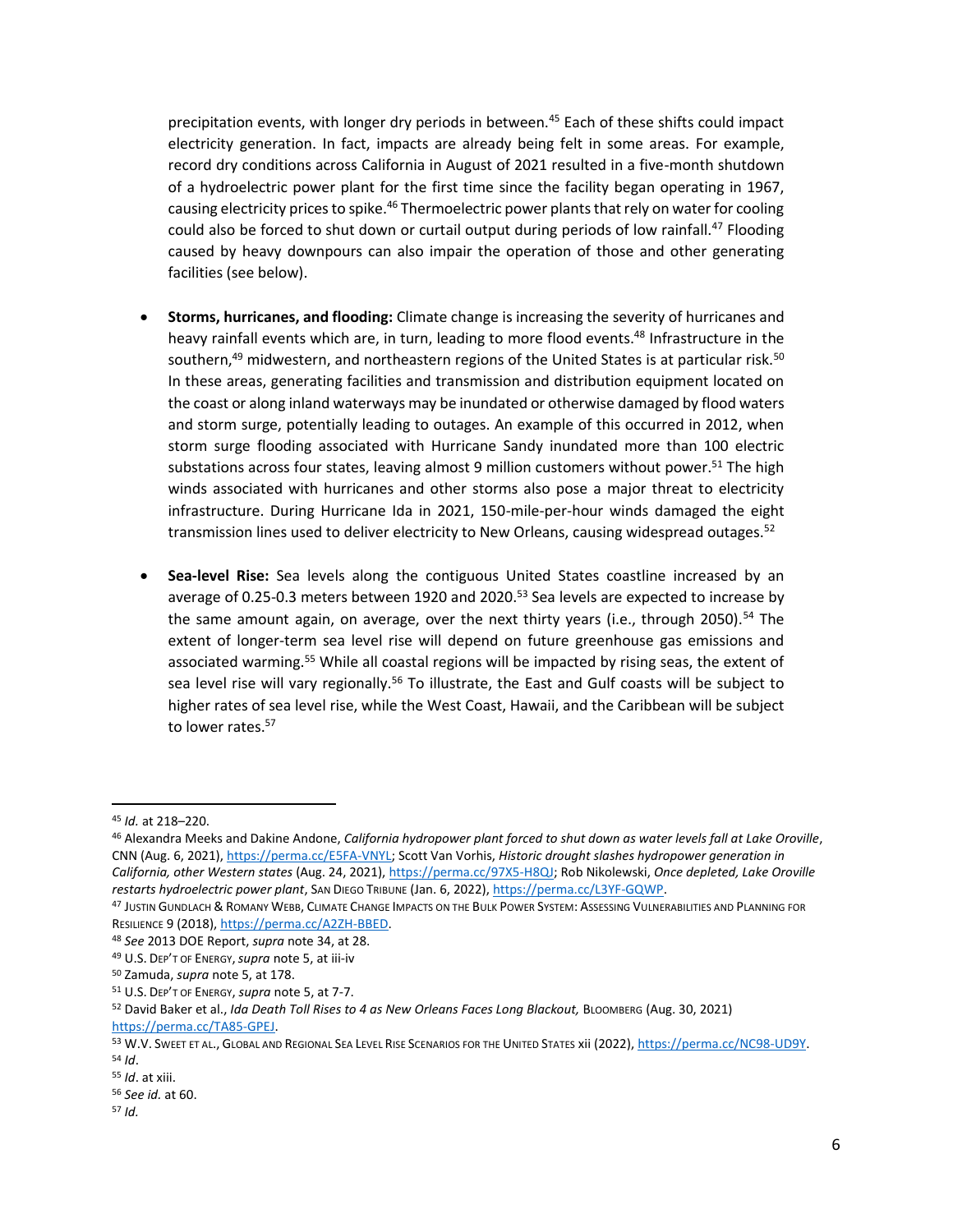precipitation events, with longer dry periods in between.[45] Each of these shifts could impact electricity generation. In fact, impacts are already being felt in some areas. For example, record dry conditions across California in August of 2021 resulted in a five-month shutdown of a hydroelectric power plant for the first time since the facility began operating in 1967, causing electricity prices to spike.[46] Thermoelectric power plants that rely on water for cooling could also be forced to shut down or curtail output during periods of low rainfall.[47] Flooding caused by heavy downpours can also impair the operation of those and other generating facilities (see below).

- **Storms, hurricanes, and flooding:** Climate change is increasing the severity of hurricanes and heavy rainfall events which are, in turn, leading to more flood events.[48] Infrastructure in the southern,[49] midwestern, and northeastern regions of the United States is at particular risk.[50] In these areas, generating facilities and transmission and distribution equipment located on the coast or along inland waterways may be inundated or otherwise damaged by flood waters and storm surge, potentially leading to outages. An example of this occurred in 2012, when storm surge flooding associated with Hurricane Sandy inundated more than 100 electric substations across four states, leaving almost 9 million customers without power.[51] The high winds associated with hurricanes and other storms also pose a major threat to electricity infrastructure. During Hurricane Ida in 2021, 150-mile-per-hour winds damaged the eight transmission lines used to deliver electricity to New Orleans, causing widespread outages.[52]

- **Sea-level Rise:** Sea levels along the contiguous United States coastline increased by an average of 0.25-0.3 meters between 1920 and 2020.[53] Sea levels are expected to increase by the same amount again, on average, over the next thirty years (i.e., through 2050).[54] The extent of longer-term sea level rise will depend on future greenhouse gas emissions and associated warming.[55] While all coastal regions will be impacted by rising seas, the extent of sea level rise will vary regionally.[56] To illustrate, the East and Gulf coasts will be subject to higher rates of sea level rise, while the West Coast, Hawaii, and the Caribbean will be subject to lower rates.[57]

---

[45] *Id.* at 218–220.

[46] Alexandra Meeks and Dakine Andone, *California hydropower plant forced to shut down as water levels fall at Lake Oroville*, CNN (Aug. 6, 2021), https://perma.cc/E5FA-VNYL; Scott Van Vorhis, *Historic drought slashes hydropower generation in California, other Western states* (Aug. 24, 2021), https://perma.cc/97X5-H8QJ; Rob Nikolewski, *Once depleted, Lake Oroville restarts hydroelectric power plant*, SAN DIEGO TRIBUNE (Jan. 6, 2022), https://perma.cc/L3YF-GQWP.

[47] JUSTIN GUNDLACH & ROMANY WEBB, CLIMATE CHANGE IMPACTS ON THE BULK POWER SYSTEM: ASSESSING VULNERABILITIES AND PLANNING FOR RESILIENCE 9 (2018), https://perma.cc/A2ZH-BBED.

[48] *See* 2013 DOE Report, *supra* note 34, at 28.

[49] U.S. DEP'T OF ENERGY, *supra* note 5, at iii-iv

[50] Zamuda, *supra* note 5, at 178.

[51] U.S. DEP'T OF ENERGY, *supra* note 5, at 7-7.

[52] David Baker et al., *Ida Death Toll Rises to 4 as New Orleans Faces Long Blackout,* BLOOMBERG (Aug. 30, 2021) https://perma.cc/TA85-GPEJ.

[53] W.V. SWEET ET AL., GLOBAL AND REGIONAL SEA LEVEL RISE SCENARIOS FOR THE UNITED STATES xii (2022), https://perma.cc/NC98-UD9Y.

[54] *Id*.

[55] *Id*. at xiii.

[56] *See id.* at 60.

[57] *Id.*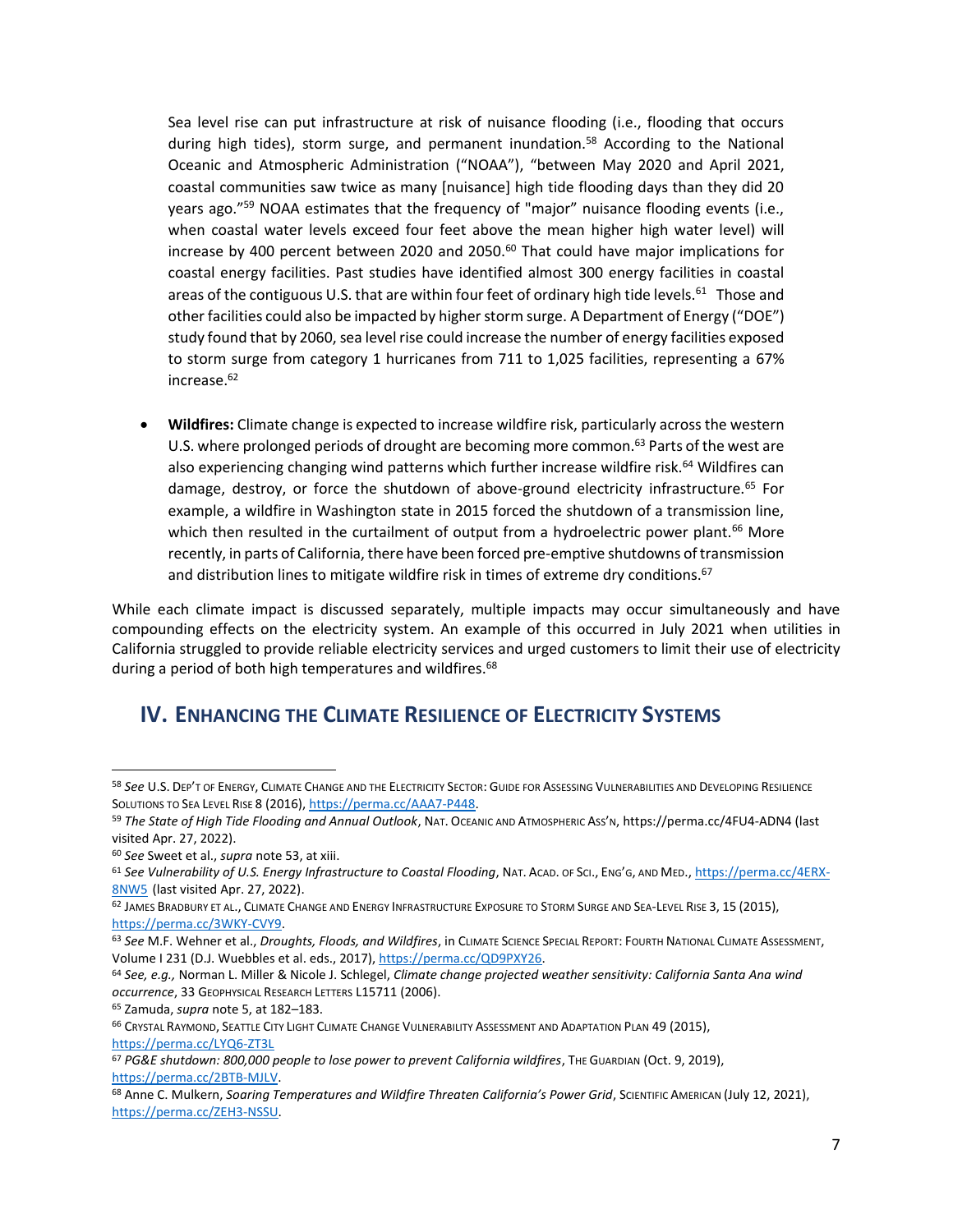Sea level rise can put infrastructure at risk of nuisance flooding (i.e., flooding that occurs during high tides), storm surge, and permanent inundation.[58] According to the National Oceanic and Atmospheric Administration ("NOAA"), "between May 2020 and April 2021, coastal communities saw twice as many [nuisance] high tide flooding days than they did 20 years ago."[59] NOAA estimates that the frequency of "major" nuisance flooding events (i.e., when coastal water levels exceed four feet above the mean higher high water level) will increase by 400 percent between 2020 and 2050.[60] That could have major implications for coastal energy facilities. Past studies have identified almost 300 energy facilities in coastal areas of the contiguous U.S. that are within four feet of ordinary high tide levels.[61] Those and other facilities could also be impacted by higher storm surge. A Department of Energy ("DOE") study found that by 2060, sea level rise could increase the number of energy facilities exposed to storm surge from category 1 hurricanes from 711 to 1,025 facilities, representing a 67% increase.[62]

- **Wildfires:** Climate change is expected to increase wildfire risk, particularly across the western U.S. where prolonged periods of drought are becoming more common.[63] Parts of the west are also experiencing changing wind patterns which further increase wildfire risk.[64] Wildfires can damage, destroy, or force the shutdown of above-ground electricity infrastructure.[65] For example, a wildfire in Washington state in 2015 forced the shutdown of a transmission line, which then resulted in the curtailment of output from a hydroelectric power plant.[66] More recently, in parts of California, there have been forced pre-emptive shutdowns of transmission and distribution lines to mitigate wildfire risk in times of extreme dry conditions.[67]

While each climate impact is discussed separately, multiple impacts may occur simultaneously and have compounding effects on the electricity system. An example of this occurred in July 2021 when utilities in California struggled to provide reliable electricity services and urged customers to limit their use of electricity during a period of both high temperatures and wildfires.[68]

## IV. Enhancing the Climate Resilience of Electricity Systems

---

[58] *See* U.S. Dep't of Energy, Climate Change and the Electricity Sector: Guide for Assessing Vulnerabilities and Developing Resilience Solutions to Sea Level Rise 8 (2016), https://perma.cc/AAA7-P448.

[59] *The State of High Tide Flooding and Annual Outlook*, Nat. Oceanic and Atmospheric Ass'n, https://perma.cc/4FU4-ADN4 (last visited Apr. 27, 2022).

[60] *See* Sweet et al., *supra* note 53, at xiii.

[61] *See Vulnerability of U.S. Energy Infrastructure to Coastal Flooding*, Nat. Acad. of Sci., Eng'g, and Med., https://perma.cc/4ERX-8NW5 (last visited Apr. 27, 2022).

[62] James Bradbury et al., Climate Change and Energy Infrastructure Exposure to Storm Surge and Sea-Level Rise 3, 15 (2015), https://perma.cc/3WKY-CVY9.

[63] *See* M.F. Wehner et al., *Droughts, Floods, and Wildfires*, in Climate Science Special Report: Fourth National Climate Assessment, Volume I 231 (D.J. Wuebbles et al. eds., 2017), https://perma.cc/QD9PXY26.

[64] *See, e.g.,* Norman L. Miller & Nicole J. Schlegel, *Climate change projected weather sensitivity: California Santa Ana wind occurrence*, 33 Geophysical Research Letters L15711 (2006).

[65] Zamuda, *supra* note 5, at 182–183.

[66] Crystal Raymond, Seattle City Light Climate Change Vulnerability Assessment and Adaptation Plan 49 (2015), https://perma.cc/LYQ6-ZT3L

[67] *PG&E shutdown: 800,000 people to lose power to prevent California wildfires*, The Guardian (Oct. 9, 2019), https://perma.cc/2BTB-MJLV.

[68] Anne C. Mulkern, *Soaring Temperatures and Wildfire Threaten California's Power Grid*, Scientific American (July 12, 2021), https://perma.cc/ZEH3-NSSU.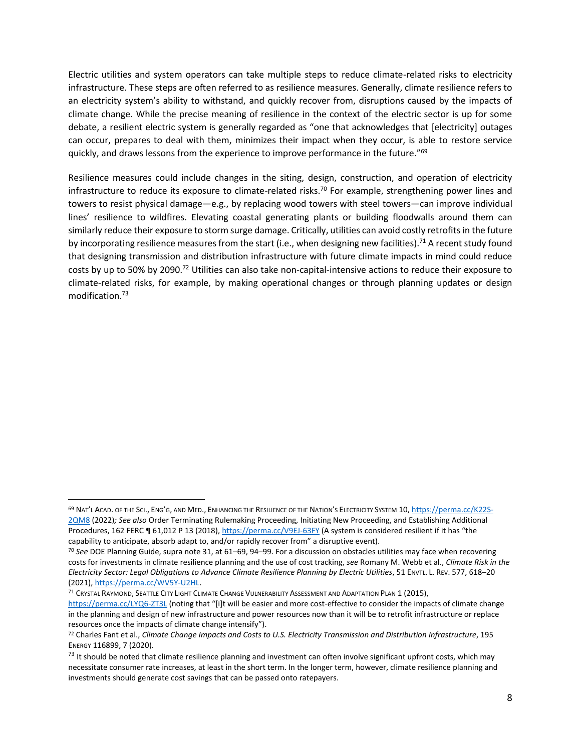Electric utilities and system operators can take multiple steps to reduce climate-related risks to electricity infrastructure. These steps are often referred to as resilience measures. Generally, climate resilience refers to an electricity system's ability to withstand, and quickly recover from, disruptions caused by the impacts of climate change. While the precise meaning of resilience in the context of the electric sector is up for some debate, a resilient electric system is generally regarded as "one that acknowledges that [electricity] outages can occur, prepares to deal with them, minimizes their impact when they occur, is able to restore service quickly, and draws lessons from the experience to improve performance in the future."[69]

Resilience measures could include changes in the siting, design, construction, and operation of electricity infrastructure to reduce its exposure to climate-related risks.[70] For example, strengthening power lines and towers to resist physical damage—e.g., by replacing wood towers with steel towers—can improve individual lines' resilience to wildfires. Elevating coastal generating plants or building floodwalls around them can similarly reduce their exposure to storm surge damage. Critically, utilities can avoid costly retrofits in the future by incorporating resilience measures from the start (i.e., when designing new facilities).[71] A recent study found that designing transmission and distribution infrastructure with future climate impacts in mind could reduce costs by up to 50% by 2090.[72] Utilities can also take non-capital-intensive actions to reduce their exposure to climate-related risks, for example, by making operational changes or through planning updates or design modification.[73]

---

[69] NAT'L ACAD. OF THE SCI., ENG'G, AND MED., ENHANCING THE RESILIENCE OF THE NATION'S ELECTRICITY SYSTEM 10, https://perma.cc/K22S-2QM8 (2022)*; See also* Order Terminating Rulemaking Proceeding, Initiating New Proceeding, and Establishing Additional Procedures, 162 FERC ¶ 61,012 P 13 (2018), https://perma.cc/V9EJ-63FY (A system is considered resilient if it has "the capability to anticipate, absorb adapt to, and/or rapidly recover from" a disruptive event).

[70] *See* DOE Planning Guide, supra note 31, at 61–69, 94–99. For a discussion on obstacles utilities may face when recovering costs for investments in climate resilience planning and the use of cost tracking, *see* Romany M. Webb et al., *Climate Risk in the Electricity Sector: Legal Obligations to Advance Climate Resilience Planning by Electric Utilities*, 51 ENVTL. L. REV. 577, 618–20 (2021), https://perma.cc/WV5Y-U2HL.

[71] CRYSTAL RAYMOND, SEATTLE CITY LIGHT CLIMATE CHANGE VULNERABILITY ASSESSMENT AND ADAPTATION PLAN 1 (2015), https://perma.cc/LYQ6-ZT3L (noting that "[i]t will be easier and more cost-effective to consider the impacts of climate change in the planning and design of new infrastructure and power resources now than it will be to retrofit infrastructure or replace resources once the impacts of climate change intensify").

[72] Charles Fant et al., *Climate Change Impacts and Costs to U.S. Electricity Transmission and Distribution Infrastructure*, 195 ENERGY 116899, 7 (2020).

[73] It should be noted that climate resilience planning and investment can often involve significant upfront costs, which may necessitate consumer rate increases, at least in the short term. In the longer term, however, climate resilience planning and investments should generate cost savings that can be passed onto ratepayers.